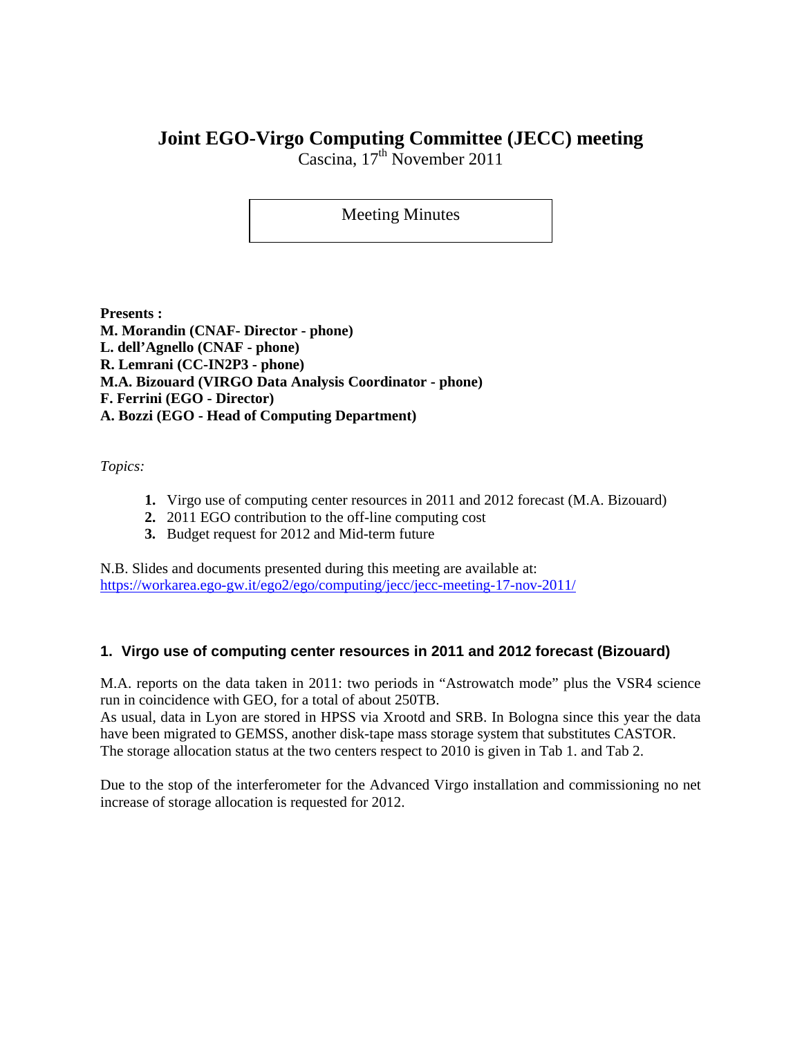# Joint EGO-Virgo Computing Committee (JECC) meeting

Cascina, 17th November 2011

Meeting Minutes

**Presents :**
**M. Morandin (CNAF- Director - phone)**
**L. dell'Agnello (CNAF - phone)**
**R. Lemrani (CC-IN2P3 - phone)**
**M.A. Bizouard (VIRGO Data Analysis Coordinator - phone)**
**F. Ferrini (EGO - Director)**
**A. Bozzi (EGO - Head of Computing Department)**

*Topics:*

1. Virgo use of computing center resources in 2011 and 2012 forecast (M.A. Bizouard)
2. 2011 EGO contribution to the off-line computing cost
3. Budget request for 2012 and Mid-term future

N.B. Slides and documents presented during this meeting are available at:
https://workarea.ego-gw.it/ego2/ego/computing/jecc/jecc-meeting-17-nov-2011/

## 1. Virgo use of computing center resources in 2011 and 2012 forecast (Bizouard)

M.A. reports on the data taken in 2011: two periods in "Astrowatch mode" plus the VSR4 science run in coincidence with GEO, for a total of about 250TB.
As usual, data in Lyon are stored in HPSS via Xrootd and SRB. In Bologna since this year the data have been migrated to GEMSS, another disk-tape mass storage system that substitutes CASTOR.
The storage allocation status at the two centers respect to 2010 is given in Tab 1. and Tab 2.

Due to the stop of the interferometer for the Advanced Virgo installation and commissioning no net increase of storage allocation is requested for 2012.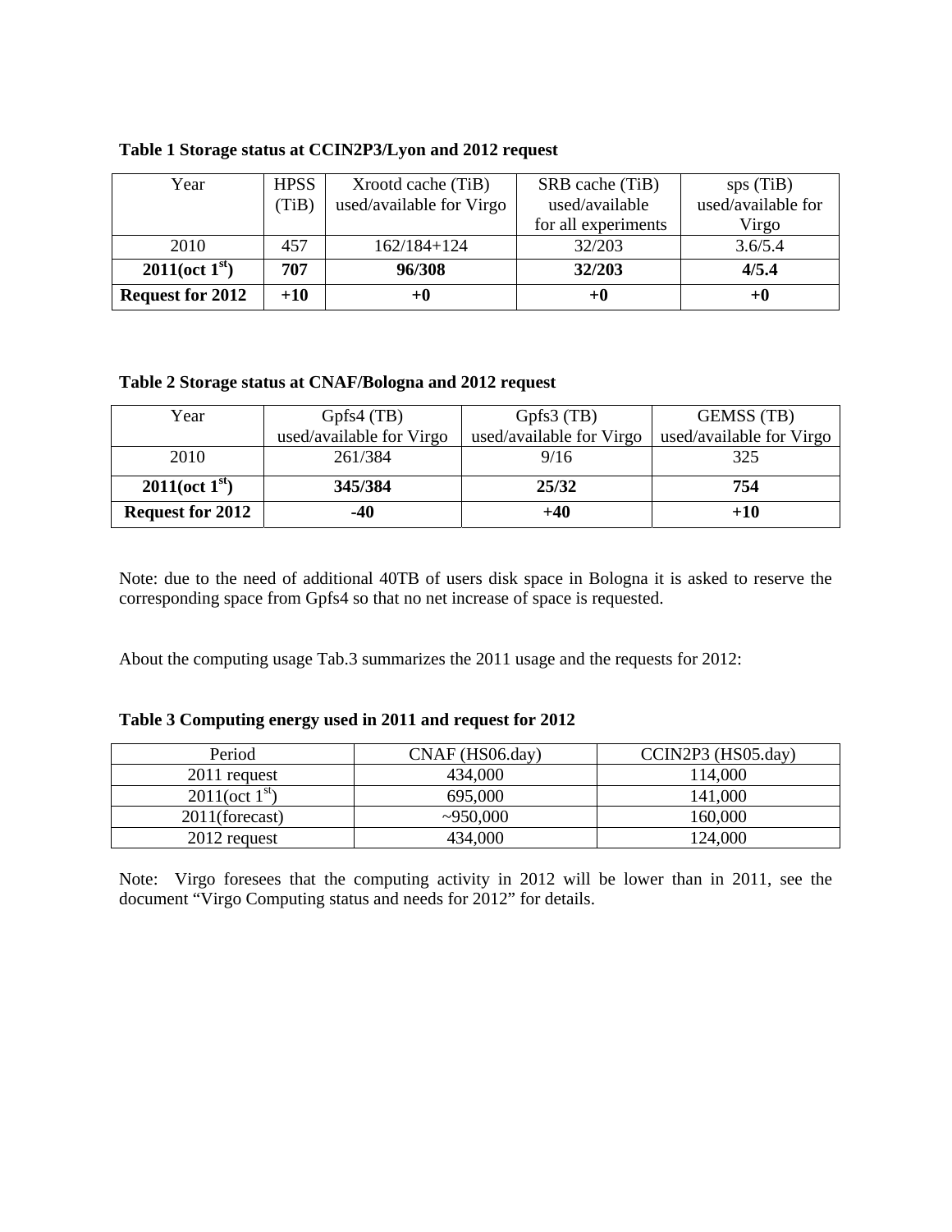**Table 1 Storage status at CCIN2P3/Lyon and 2012 request**

| Year | HPSS (TiB) | Xrootd cache (TiB) used/available for Virgo | SRB cache (TiB) used/available for all experiments | sps (TiB) used/available for Virgo |
|---|---|---|---|---|
| 2010 | 457 | 162/184+124 | 32/203 | 3.6/5.4 |
| **2011(oct 1st)** | **707** | **96/308** | **32/203** | **4/5.4** |
| **Request for 2012** | **+10** | **+0** | **+0** | **+0** |

**Table 2 Storage status at CNAF/Bologna and 2012 request**

| Year | Gpfs4 (TB) used/available for Virgo | Gpfs3 (TB) used/available for Virgo | GEMSS (TB) used/available for Virgo |
|---|---|---|---|
| 2010 | 261/384 | 9/16 | 325 |
| **2011(oct 1st)** | **345/384** | **25/32** | **754** |
| **Request for 2012** | **-40** | **+40** | **+10** |

Note: due to the need of additional 40TB of users disk space in Bologna it is asked to reserve the corresponding space from Gpfs4 so that no net increase of space is requested.

About the computing usage Tab.3 summarizes the 2011 usage and the requests for 2012:

**Table 3 Computing energy used in 2011 and request for 2012**

| Period | CNAF (HS06.day) | CCIN2P3 (HS05.day) |
|---|---|---|
| 2011 request | 434,000 | 114,000 |
| 2011(oct 1st) | 695,000 | 141,000 |
| 2011(forecast) | ~950,000 | 160,000 |
| 2012 request | 434,000 | 124,000 |

Note: Virgo foresees that the computing activity in 2012 will be lower than in 2011, see the document "Virgo Computing status and needs for 2012" for details.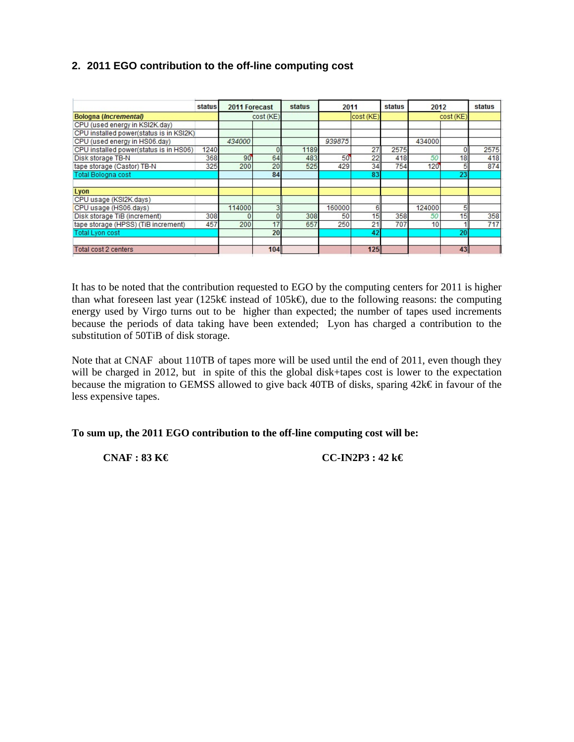## 2. 2011 EGO contribution to the off-line computing cost

| | status | 2011 Forecast | | status | 2011 | | status | 2012 | | status |
|---|---|---|---|---|---|---|---|---|---|---|
| **Bologna (*Incremental*)** | | | cost (KE) | | | cost (KE) | | | cost (KE) | |
| CPU (used energy in KSI2K.day) | | | | | | | | | | |
| CPU installed power(status is in KSI2K) | | | | | | | | | | |
| CPU (used energy in HS06.day) | | *434000* | | | *939875* | | | 434000 | | |
| CPU installed power(status is in HS06) | 1240 | | 0 | 1189 | | 27 | 2575 | | 0 | 2575 |
| Disk storage TB-N | 368 | 90 | 64 | 483 | 50 | 22 | 418 | *50* | 18 | 418 |
| tape storage (Castor) TB-N | 325 | 200 | 20 | 525 | 429 | 34 | 754 | 120 | 5 | 874 |
| Total Bologna cost | | | **84** | | | **83** | | | **23** | |
| | | | | | | | | | | |
| **Lyon** | | | | | | | | | | |
| CPU usage (KSI2K.days) | | | | | | | | | | |
| CPU usage (HS06.days) | | 114000 | 3 | | 160000 | 6 | | 124000 | 5 | |
| Disk storage TiB (increment) | 308 | 0 | 0 | 308 | 50 | 15 | 358 | *50* | 15 | 358 |
| tape storage (HPSS) (TiB increment) | 457 | 200 | 17 | 657 | 250 | 21 | 707 | 10 | 1 | 717 |
| Total Lyon cost | | | **20** | | | **42** | | | **20** | |
| | | | | | | | | | | |
| Total cost 2 centers | | | **104** | | | **125** | | | **43** | |

It has to be noted that the contribution requested to EGO by the computing centers for 2011 is higher than what foreseen last year (125k€ instead of 105k€), due to the following reasons: the computing energy used by Virgo turns out to be higher than expected; the number of tapes used increments because the periods of data taking have been extended; Lyon has charged a contribution to the substitution of 50TiB of disk storage.

Note that at CNAF about 110TB of tapes more will be used until the end of 2011, even though they will be charged in 2012, but in spite of this the global disk+tapes cost is lower to the expectation because the migration to GEMSS allowed to give back 40TB of disks, sparing 42k€ in favour of the less expensive tapes.

**To sum up, the 2011 EGO contribution to the off-line computing cost will be:**

**CNAF : 83 K€** **CC-IN2P3 : 42 k€**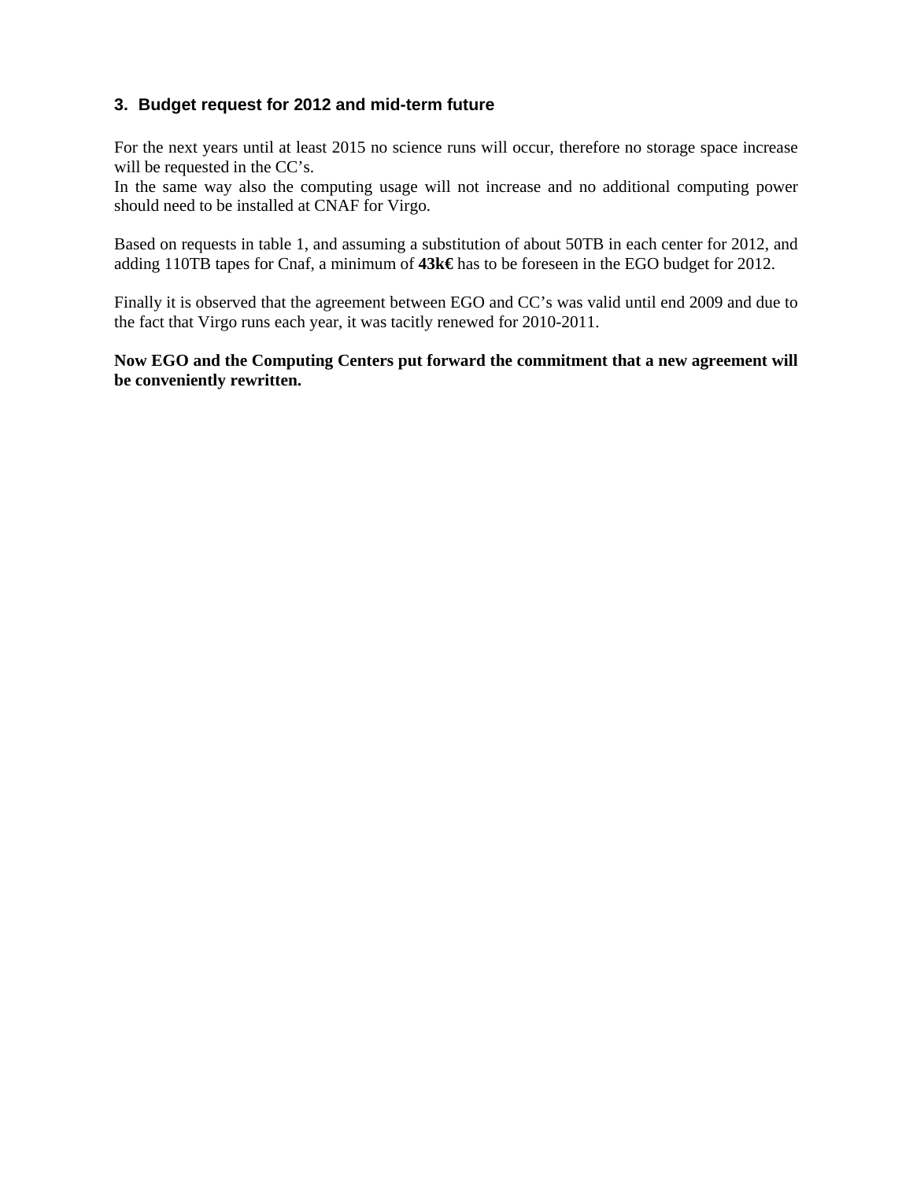### 3. Budget request for 2012 and mid-term future

For the next years until at least 2015 no science runs will occur, therefore no storage space increase will be requested in the CC's.
In the same way also the computing usage will not increase and no additional computing power should need to be installed at CNAF for Virgo.

Based on requests in table 1, and assuming a substitution of about 50TB in each center for 2012, and adding 110TB tapes for Cnaf, a minimum of **43k€** has to be foreseen in the EGO budget for 2012.

Finally it is observed that the agreement between EGO and CC's was valid until end 2009 and due to the fact that Virgo runs each year, it was tacitly renewed for 2010-2011.

**Now EGO and the Computing Centers put forward the commitment that a new agreement will be conveniently rewritten.**